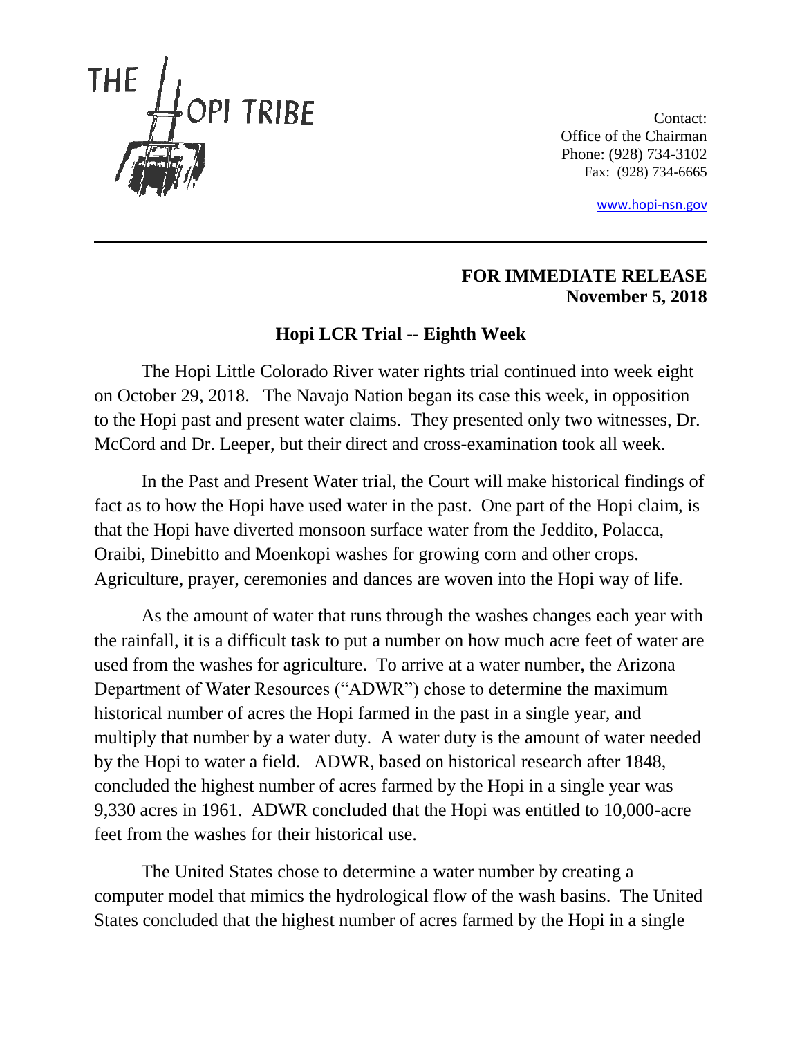THE HOPI TRIBE

Contact:
Office of the Chairman
Phone: (928) 734-3102
Fax: (928) 734-6665

www.hopi-nsn.gov

---

**FOR IMMEDIATE RELEASE**
**November 5, 2018**

## Hopi LCR Trial -- Eighth Week

The Hopi Little Colorado River water rights trial continued into week eight on October 29, 2018. The Navajo Nation began its case this week, in opposition to the Hopi past and present water claims. They presented only two witnesses, Dr. McCord and Dr. Leeper, but their direct and cross-examination took all week.

In the Past and Present Water trial, the Court will make historical findings of fact as to how the Hopi have used water in the past. One part of the Hopi claim, is that the Hopi have diverted monsoon surface water from the Jeddito, Polacca, Oraibi, Dinebitto and Moenkopi washes for growing corn and other crops. Agriculture, prayer, ceremonies and dances are woven into the Hopi way of life.

As the amount of water that runs through the washes changes each year with the rainfall, it is a difficult task to put a number on how much acre feet of water are used from the washes for agriculture. To arrive at a water number, the Arizona Department of Water Resources ("ADWR") chose to determine the maximum historical number of acres the Hopi farmed in the past in a single year, and multiply that number by a water duty. A water duty is the amount of water needed by the Hopi to water a field. ADWR, based on historical research after 1848, concluded the highest number of acres farmed by the Hopi in a single year was 9,330 acres in 1961. ADWR concluded that the Hopi was entitled to 10,000-acre feet from the washes for their historical use.

The United States chose to determine a water number by creating a computer model that mimics the hydrological flow of the wash basins. The United States concluded that the highest number of acres farmed by the Hopi in a single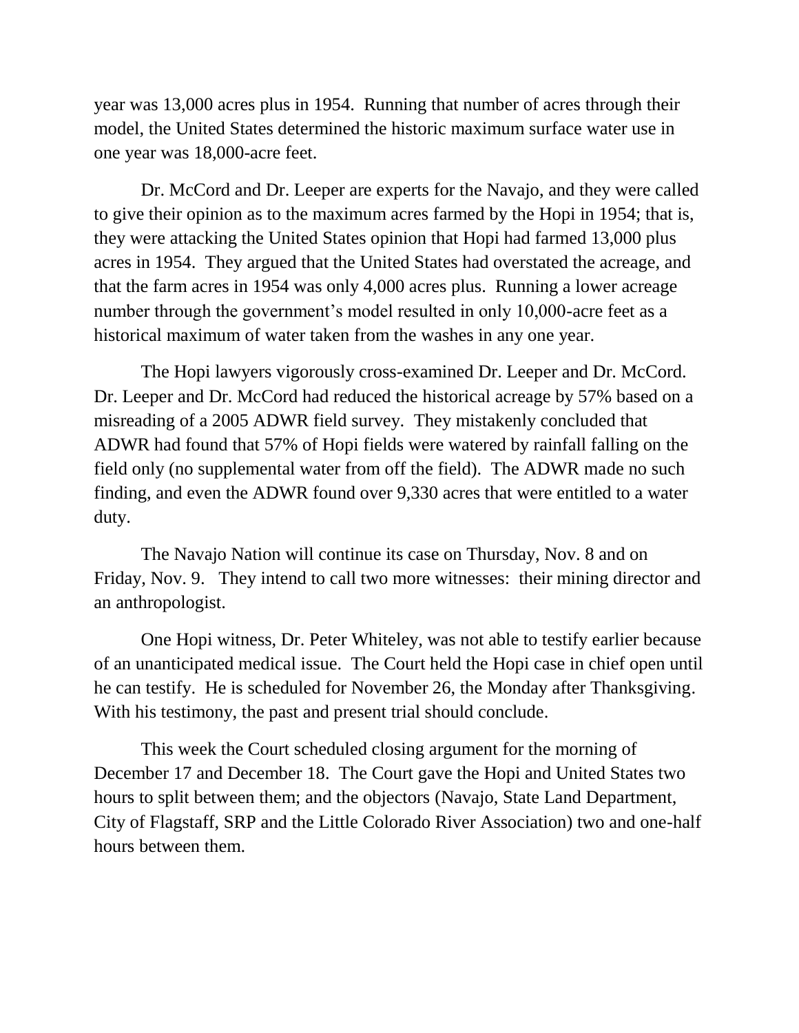year was 13,000 acres plus in 1954. Running that number of acres through their model, the United States determined the historic maximum surface water use in one year was 18,000-acre feet.

Dr. McCord and Dr. Leeper are experts for the Navajo, and they were called to give their opinion as to the maximum acres farmed by the Hopi in 1954; that is, they were attacking the United States opinion that Hopi had farmed 13,000 plus acres in 1954. They argued that the United States had overstated the acreage, and that the farm acres in 1954 was only 4,000 acres plus. Running a lower acreage number through the government's model resulted in only 10,000-acre feet as a historical maximum of water taken from the washes in any one year.

The Hopi lawyers vigorously cross-examined Dr. Leeper and Dr. McCord. Dr. Leeper and Dr. McCord had reduced the historical acreage by 57% based on a misreading of a 2005 ADWR field survey. They mistakenly concluded that ADWR had found that 57% of Hopi fields were watered by rainfall falling on the field only (no supplemental water from off the field). The ADWR made no such finding, and even the ADWR found over 9,330 acres that were entitled to a water duty.

The Navajo Nation will continue its case on Thursday, Nov. 8 and on Friday, Nov. 9. They intend to call two more witnesses: their mining director and an anthropologist.

One Hopi witness, Dr. Peter Whiteley, was not able to testify earlier because of an unanticipated medical issue. The Court held the Hopi case in chief open until he can testify. He is scheduled for November 26, the Monday after Thanksgiving. With his testimony, the past and present trial should conclude.

This week the Court scheduled closing argument for the morning of December 17 and December 18. The Court gave the Hopi and United States two hours to split between them; and the objectors (Navajo, State Land Department, City of Flagstaff, SRP and the Little Colorado River Association) two and one-half hours between them.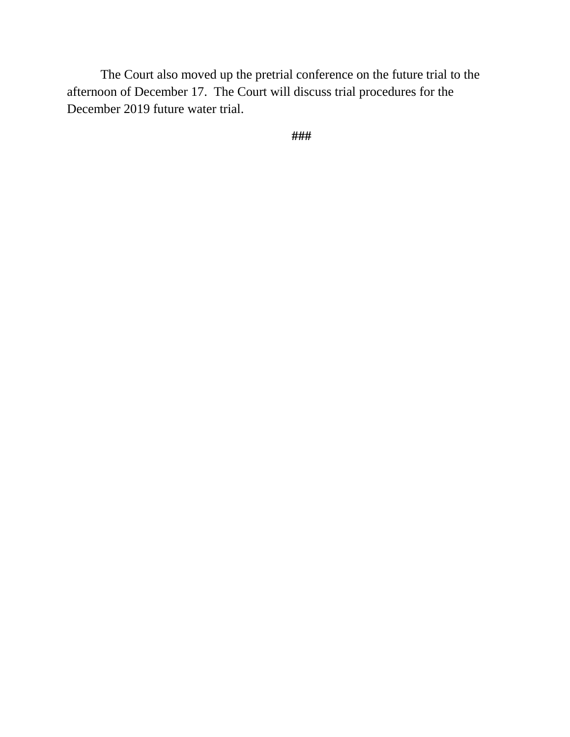The Court also moved up the pretrial conference on the future trial to the afternoon of December 17. The Court will discuss trial procedures for the December 2019 future water trial.

###